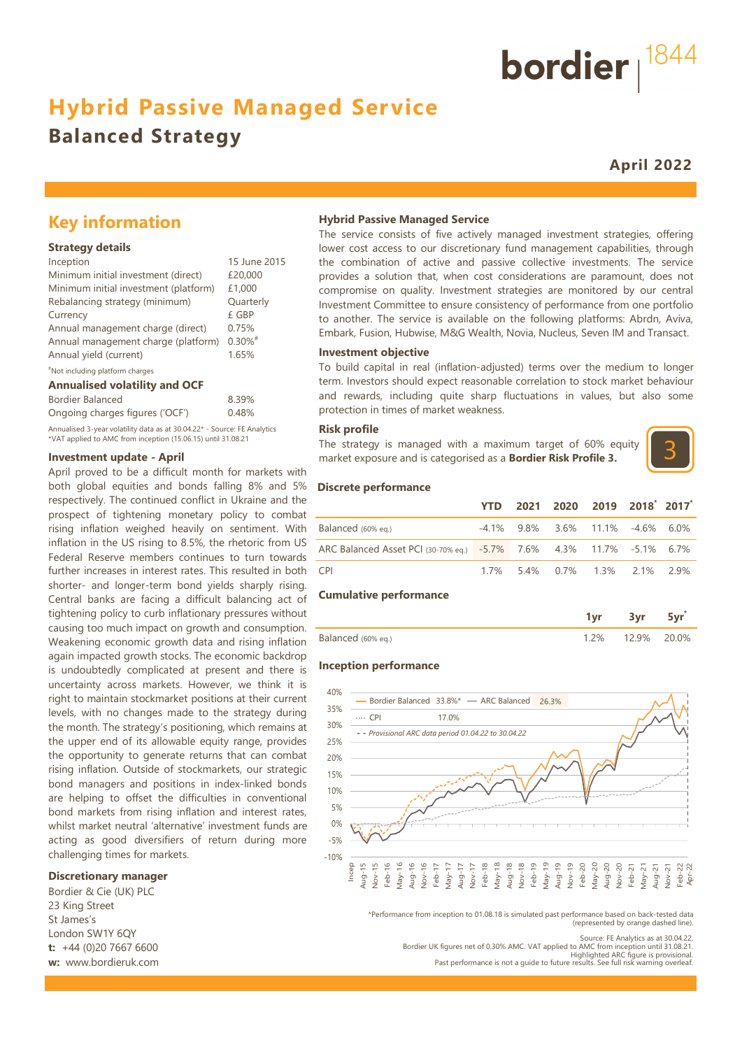bordier 1844

# Hybrid Passive Managed Service

## Balanced Strategy

**April 2022**

## Key information

### Strategy details

| | |
|---|---|
| Inception | 15 June 2015 |
| Minimum initial investment (direct) | £20,000 |
| Minimum initial investment (platform) | £1,000 |
| Rebalancing strategy (minimum) | Quarterly |
| Currency | £ GBP |
| Annual management charge (direct) | 0.75% |
| Annual management charge (platform) | 0.30%# |
| Annual yield (current) | 1.65% |

#Not including platform charges

### Annualised volatility and OCF

| | |
|---|---|
| Bordier Balanced | 8.39% |
| Ongoing charges figures ('OCF') | 0.48% |

Annualised 3-year volatility data as at 30.04.22* - Source: FE Analytics
*VAT applied to AMC from inception (15.06.15) until 31.08.21

### Investment update - April

April proved to be a difficult month for markets with both global equities and bonds falling 8% and 5% respectively. The continued conflict in Ukraine and the prospect of tightening monetary policy to combat rising inflation weighed heavily on sentiment. With inflation in the US rising to 8.5%, the rhetoric from US Federal Reserve members continues to turn towards further increases in interest rates. This resulted in both shorter- and longer-term bond yields sharply rising. Central banks are facing a difficult balancing act of tightening policy to curb inflationary pressures without causing too much impact on growth and consumption. Weakening economic growth data and rising inflation again impacted growth stocks. The economic backdrop is undoubtedly complicated at present and there is uncertainty across markets. However, we think it is right to maintain stockmarket positions at their current levels, with no changes made to the strategy during the month. The strategy's positioning, which remains at the upper end of its allowable equity range, provides the opportunity to generate returns that can combat rising inflation. Outside of stockmarkets, our strategic bond managers and positions in index-linked bonds are helping to offset the difficulties in conventional bond markets from rising inflation and interest rates, whilst market neutral 'alternative' investment funds are acting as good diversifiers of return during more challenging times for markets.

### Discretionary manager

Bordier & Cie (UK) PLC
23 King Street
St James's
London SW1Y 6QY
**t:** +44 (0)20 7667 6600
**w:** www.bordieruk.com

### Hybrid Passive Managed Service

The service consists of five actively managed investment strategies, offering lower cost access to our discretionary fund management capabilities, through the combination of active and passive collective investments. The service provides a solution that, when cost considerations are paramount, does not compromise on quality. Investment strategies are monitored by our central Investment Committee to ensure consistency of performance from one portfolio to another. The service is available on the following platforms: Abrdn, Aviva, Embark, Fusion, Hubwise, M&G Wealth, Novia, Nucleus, Seven IM and Transact.

### Investment objective

To build capital in real (inflation-adjusted) terms over the medium to longer term. Investors should expect reasonable correlation to stock market behaviour and rewards, including quite sharp fluctuations in values, but also some protection in times of market weakness.

### Risk profile

The strategy is managed with a maximum target of 60% equity market exposure and is categorised as a **Bordier Risk Profile 3.**

3

### Discrete performance

| | YTD | 2021 | 2020 | 2019 | 2018* | 2017* |
|---|---|---|---|---|---|---|
| Balanced (60% eq.) | -4.1% | 9.8% | 3.6% | 11.1% | -4.6% | 6.0% |
| ARC Balanced Asset PCI (30-70% eq.) | -5.7% | 7.6% | 4.3% | 11.7% | -5.1% | 6.7% |
| CPI | 1.7% | 5.4% | 0.7% | 1.3% | 2.1% | 2.9% |

### Cumulative performance

| | 1yr | 3yr | 5yr* |
|---|---|---|---|
| Balanced (60% eq.) | 1.2% | 12.9% | 20.0% |

### Inception performance

Bordier Balanced 33.8%* — ARC Balanced 26.3% — CPI 17.0%
Provisional ARC data period 01.04.22 to 30.04.22

*Performance from inception to 01.08.18 is simulated past performance based on back-tested data (represented by orange dashed line).

Source: FE Analytics as at 30.04.22.
Bordier UK figures net of 0.30% AMC. VAT applied to AMC from inception until 31.08.21.
Highlighted ARC figure is provisional.
Past performance is not a guide to future results. See full risk warning overleaf.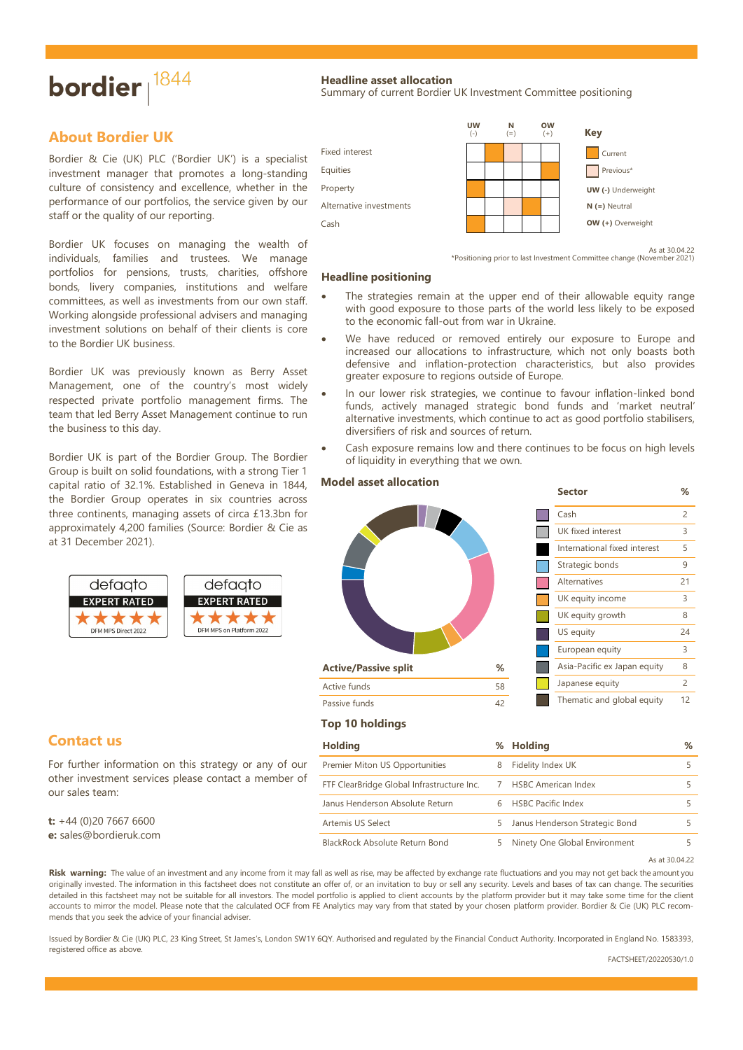# bordier | 1844

## About Bordier UK

Bordier & Cie (UK) PLC ('Bordier UK') is a specialist investment manager that promotes a long-standing culture of consistency and excellence, whether in the performance of our portfolios, the service given by our staff or the quality of our reporting.

Bordier UK focuses on managing the wealth of individuals, families and trustees. We manage portfolios for pensions, trusts, charities, offshore bonds, livery companies, institutions and welfare committees, as well as investments from our own staff. Working alongside professional advisers and managing investment solutions on behalf of their clients is core to the Bordier UK business.

Bordier UK was previously known as Berry Asset Management, one of the country's most widely respected private portfolio management firms. The team that led Berry Asset Management continue to run the business to this day.

Bordier UK is part of the Bordier Group. The Bordier Group is built on solid foundations, with a strong Tier 1 capital ratio of 32.1%. Established in Geneva in 1844, the Bordier Group operates in six countries across three continents, managing assets of circa £13.3bn for approximately 4,200 families (Source: Bordier & Cie as at 31 December 2021).

defaqto EXPERT RATED ★★★★★ DFM MPS Direct 2022

defaqto EXPERT RATED ★★★★★ DFM MPS on Platform 2022

## Contact us

For further information on this strategy or any of our other investment services please contact a member of our sales team:

**t:** +44 (0)20 7667 6600
**e:** sales@bordieruk.com

## Headline asset allocation

Summary of current Bordier UK Investment Committee positioning

UW (-) | N (=) | OW (+)

Fixed interest
Equities
Property
Alternative investments
Cash

Key: Current; Previous*; UW (-) Underweight; N (=) Neutral; OW (+) Overweight

As at 30.04.22
*Positioning prior to last Investment Committee change (November 2021)

## Headline positioning

- The strategies remain at the upper end of their allowable equity range with good exposure to those parts of the world less likely to be exposed to the economic fall-out from war in Ukraine.
- We have reduced or removed entirely our exposure to Europe and increased our allocations to infrastructure, which not only boasts both defensive and inflation-protection characteristics, but also provides greater exposure to regions outside of Europe.
- In our lower risk strategies, we continue to favour inflation-linked bond funds, actively managed strategic bond funds and 'market neutral' alternative investments, which continue to act as good portfolio stabilisers, diversifiers of risk and sources of return.
- Cash exposure remains low and there continues to be focus on high levels of liquidity in everything that we own.

## Model asset allocation

| Sector | % |
|---|---|
| Cash | 2 |
| UK fixed interest | 3 |
| International fixed interest | 5 |
| Strategic bonds | 9 |
| Alternatives | 21 |
| UK equity income | 3 |
| UK equity growth | 8 |
| US equity | 24 |
| European equity | 3 |
| Asia-Pacific ex Japan equity | 8 |
| Japanese equity | 2 |
| Thematic and global equity | 12 |

| Active/Passive split | % |
|---|---|
| Active funds | 58 |
| Passive funds | 42 |

## Top 10 holdings

| Holding | % | Holding | % |
|---|---|---|---|
| Premier Miton US Opportunities | 8 | Fidelity Index UK | 5 |
| FTF ClearBridge Global Infrastructure Inc. | 7 | HSBC American Index | 5 |
| Janus Henderson Absolute Return | 6 | HSBC Pacific Index | 5 |
| Artemis US Select | 5 | Janus Henderson Strategic Bond | 5 |
| BlackRock Absolute Return Bond | 5 | Ninety One Global Environment | 5 |

As at 30.04.22

**Risk warning:** The value of an investment and any income from it may fall as well as rise, may be affected by exchange rate fluctuations and you may not get back the amount you originally invested. The information in this factsheet does not constitute an offer of, or an invitation to buy or sell any security. Levels and bases of tax can change. The securities detailed in this factsheet may not be suitable for all investors. The model portfolio is applied to client accounts by the platform provider but it may take some time for the client accounts to mirror the model. Please note that the calculated OCF from FE Analytics may vary from that stated by your chosen platform provider. Bordier & Cie (UK) PLC recommends that you seek the advice of your financial adviser.

Issued by Bordier & Cie (UK) PLC, 23 King Street, St James's, London SW1Y 6QY. Authorised and regulated by the Financial Conduct Authority. Incorporated in England No. 1583393, registered office as above.

FACTSHEET/20220530/1.0